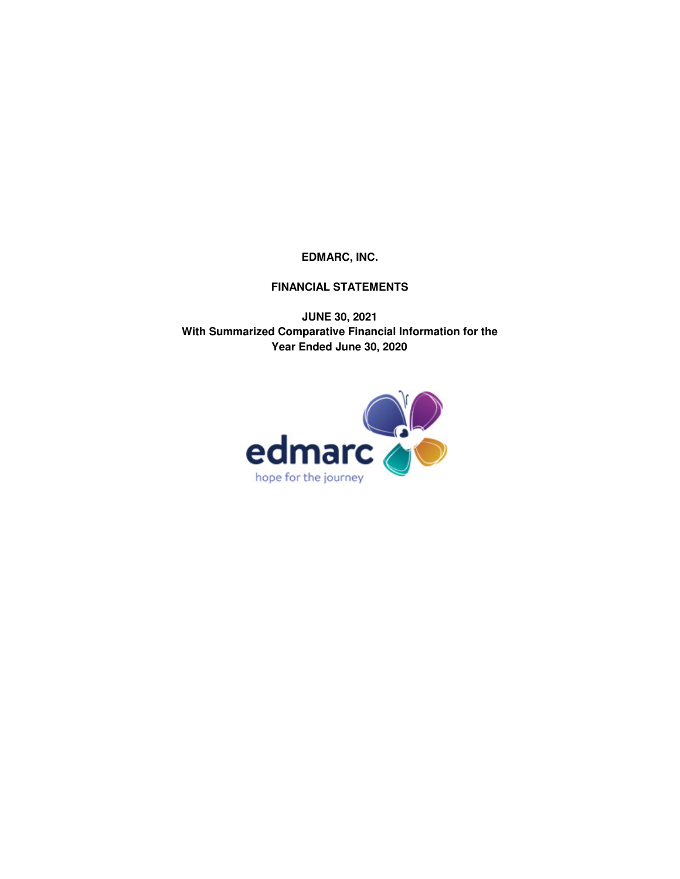**EDMARC, INC.**

**FINANCIAL STATEMENTS**

**JUNE 30, 2021**
**With Summarized Comparative Financial Information for the Year Ended June 30, 2020**

edmarc
hope for the journey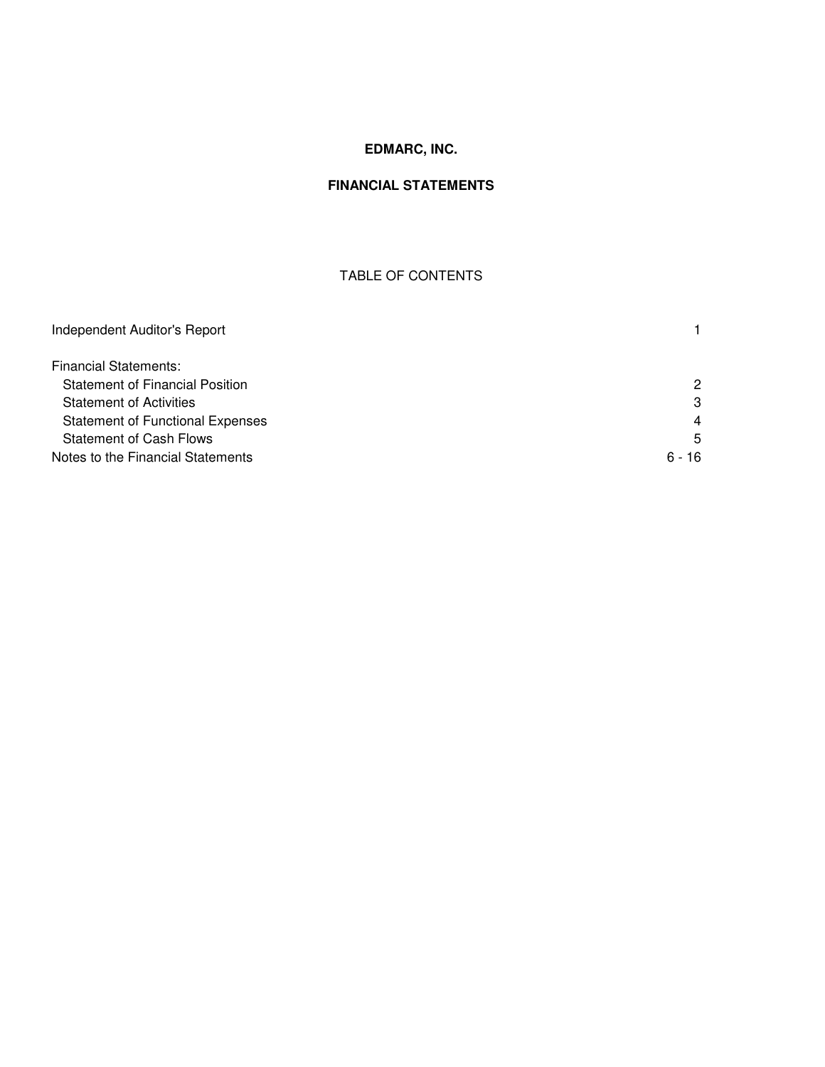# EDMARC, INC.

## FINANCIAL STATEMENTS

### TABLE OF CONTENTS

| | |
|---|---|
| Independent Auditor's Report | 1 |
| | |
| Financial Statements: | |
| Statement of Financial Position | 2 |
| Statement of Activities | 3 |
| Statement of Functional Expenses | 4 |
| Statement of Cash Flows | 5 |
| Notes to the Financial Statements | 6 - 16 |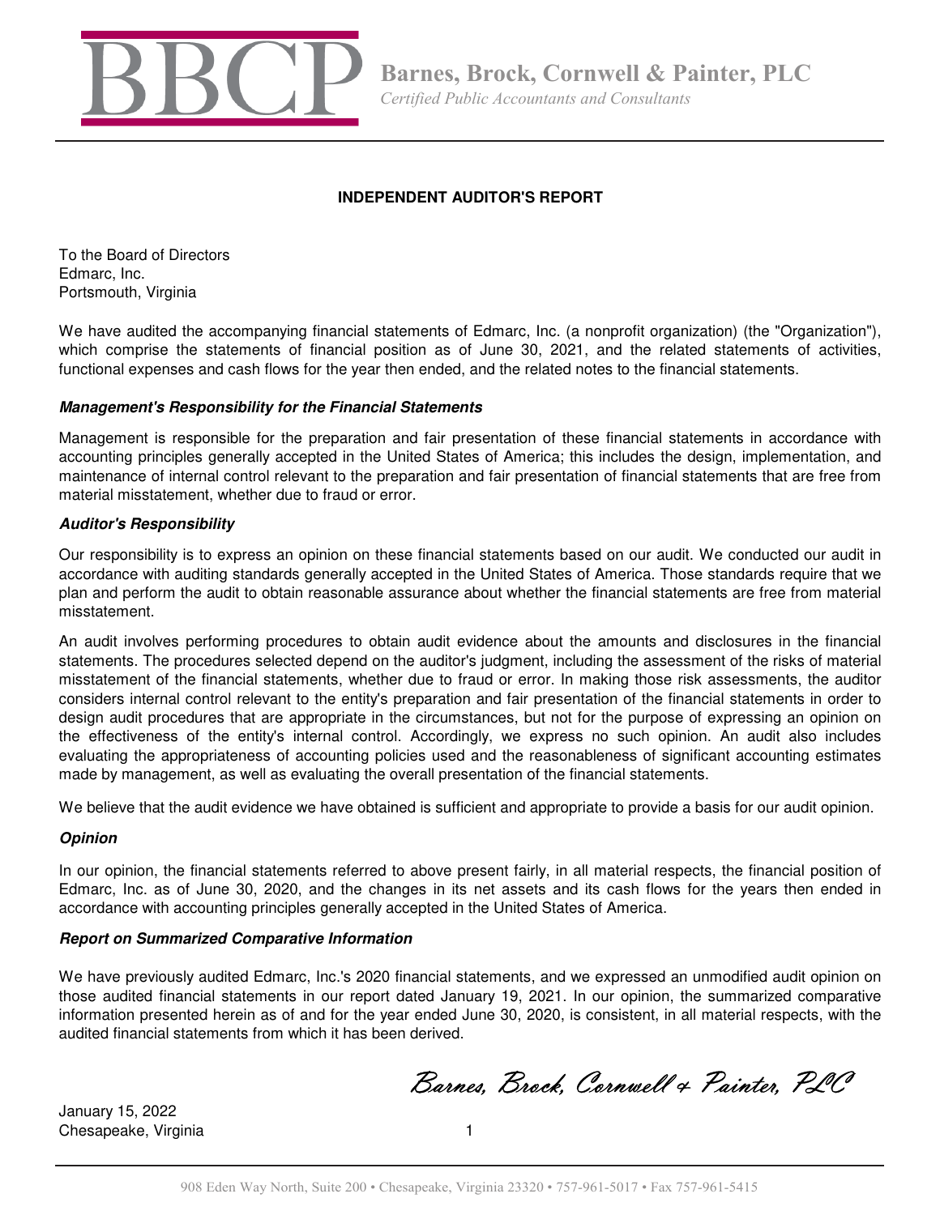Barnes, Brock, Cornwell & Painter, PLC

*Certified Public Accountants and Consultants*

## INDEPENDENT AUDITOR'S REPORT

To the Board of Directors
Edmarc, Inc.
Portsmouth, Virginia

We have audited the accompanying financial statements of Edmarc, Inc. (a nonprofit organization) (the "Organization"), which comprise the statements of financial position as of June 30, 2021, and the related statements of activities, functional expenses and cash flows for the year then ended, and the related notes to the financial statements.

### *Management's Responsibility for the Financial Statements*

Management is responsible for the preparation and fair presentation of these financial statements in accordance with accounting principles generally accepted in the United States of America; this includes the design, implementation, and maintenance of internal control relevant to the preparation and fair presentation of financial statements that are free from material misstatement, whether due to fraud or error.

### *Auditor's Responsibility*

Our responsibility is to express an opinion on these financial statements based on our audit. We conducted our audit in accordance with auditing standards generally accepted in the United States of America. Those standards require that we plan and perform the audit to obtain reasonable assurance about whether the financial statements are free from material misstatement.

An audit involves performing procedures to obtain audit evidence about the amounts and disclosures in the financial statements. The procedures selected depend on the auditor's judgment, including the assessment of the risks of material misstatement of the financial statements, whether due to fraud or error. In making those risk assessments, the auditor considers internal control relevant to the entity's preparation and fair presentation of the financial statements in order to design audit procedures that are appropriate in the circumstances, but not for the purpose of expressing an opinion on the effectiveness of the entity's internal control. Accordingly, we express no such opinion. An audit also includes evaluating the appropriateness of accounting policies used and the reasonableness of significant accounting estimates made by management, as well as evaluating the overall presentation of the financial statements.

We believe that the audit evidence we have obtained is sufficient and appropriate to provide a basis for our audit opinion.

### *Opinion*

In our opinion, the financial statements referred to above present fairly, in all material respects, the financial position of Edmarc, Inc. as of June 30, 2020, and the changes in its net assets and its cash flows for the years then ended in accordance with accounting principles generally accepted in the United States of America.

### *Report on Summarized Comparative Information*

We have previously audited Edmarc, Inc.'s 2020 financial statements, and we expressed an unmodified audit opinion on those audited financial statements in our report dated January 19, 2021. In our opinion, the summarized comparative information presented herein as of and for the year ended June 30, 2020, is consistent, in all material respects, with the audited financial statements from which it has been derived.

*Barnes, Brock, Cornwell & Painter, PLC*

January 15, 2022
Chesapeake, Virginia

908 Eden Way North, Suite 200 • Chesapeake, Virginia 23320 • 757-961-5017 • Fax 757-961-5415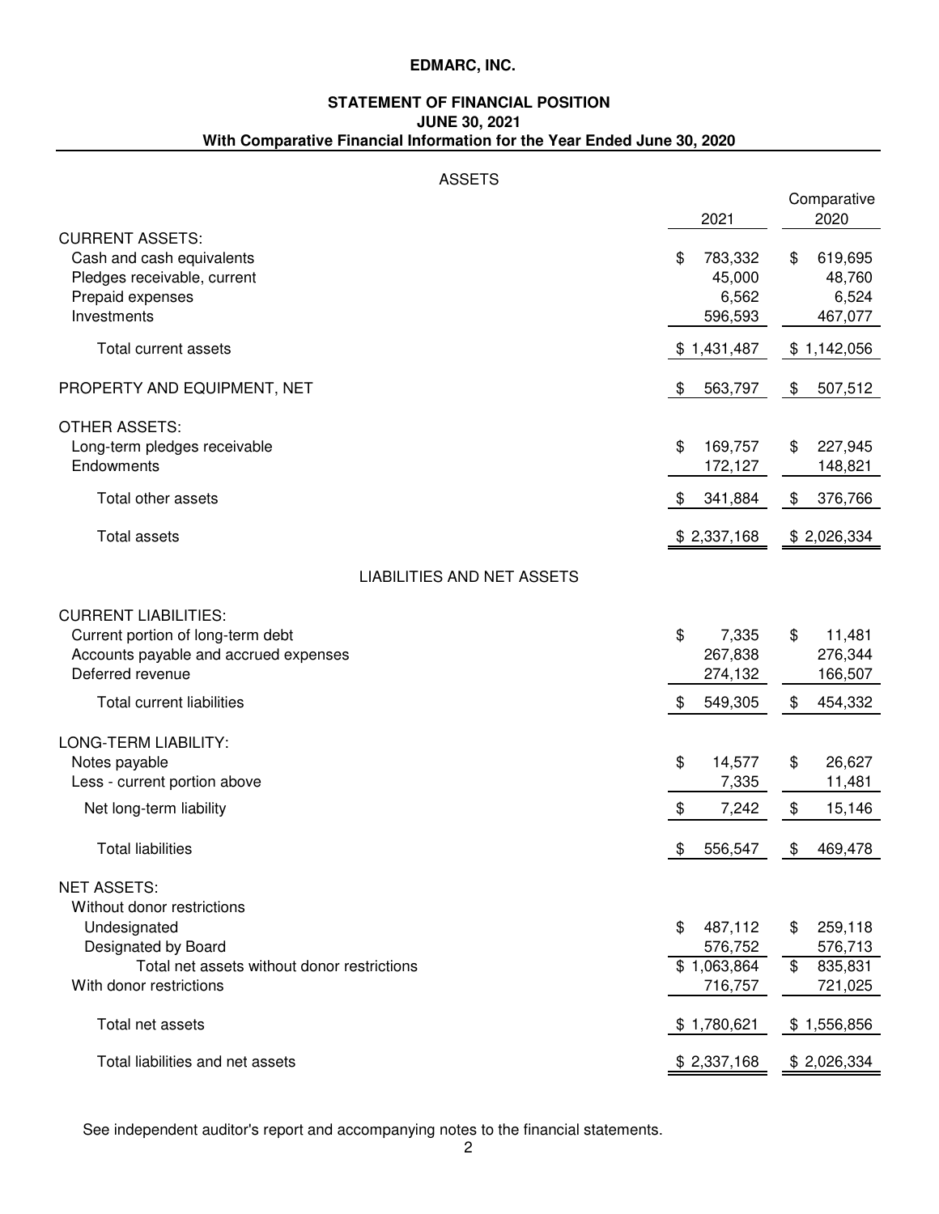# EDMARC, INC.

## STATEMENT OF FINANCIAL POSITION
## JUNE 30, 2021
### With Comparative Financial Information for the Year Ended June 30, 2020

ASSETS

| | 2021 | Comparative 2020 |
|---|---|---|
| **CURRENT ASSETS:** | | |
| Cash and cash equivalents | $ 783,332 | $ 619,695 |
| Pledges receivable, current | 45,000 | 48,760 |
| Prepaid expenses | 6,562 | 6,524 |
| Investments | 596,593 | 467,077 |
| Total current assets | $ 1,431,487 | $ 1,142,056 |
| **PROPERTY AND EQUIPMENT, NET** | $ 563,797 | $ 507,512 |
| **OTHER ASSETS:** | | |
| Long-term pledges receivable | $ 169,757 | $ 227,945 |
| Endowments | 172,127 | 148,821 |
| Total other assets | $ 341,884 | $ 376,766 |
| Total assets | $ 2,337,168 | $ 2,026,334 |

LIABILITIES AND NET ASSETS

| | 2021 | Comparative 2020 |
|---|---|---|
| **CURRENT LIABILITIES:** | | |
| Current portion of long-term debt | $ 7,335 | $ 11,481 |
| Accounts payable and accrued expenses | 267,838 | 276,344 |
| Deferred revenue | 274,132 | 166,507 |
| Total current liabilities | $ 549,305 | $ 454,332 |
| **LONG-TERM LIABILITY:** | | |
| Notes payable | $ 14,577 | $ 26,627 |
| Less - current portion above | 7,335 | 11,481 |
| Net long-term liability | $ 7,242 | $ 15,146 |
| Total liabilities | $ 556,547 | $ 469,478 |
| **NET ASSETS:** | | |
| Without donor restrictions | | |
| Undesignated | $ 487,112 | $ 259,118 |
| Designated by Board | 576,752 | 576,713 |
| Total net assets without donor restrictions | $ 1,063,864 | $ 835,831 |
| With donor restrictions | 716,757 | 721,025 |
| Total net assets | $ 1,780,621 | $ 1,556,856 |
| Total liabilities and net assets | $ 2,337,168 | $ 2,026,334 |

See independent auditor's report and accompanying notes to the financial statements.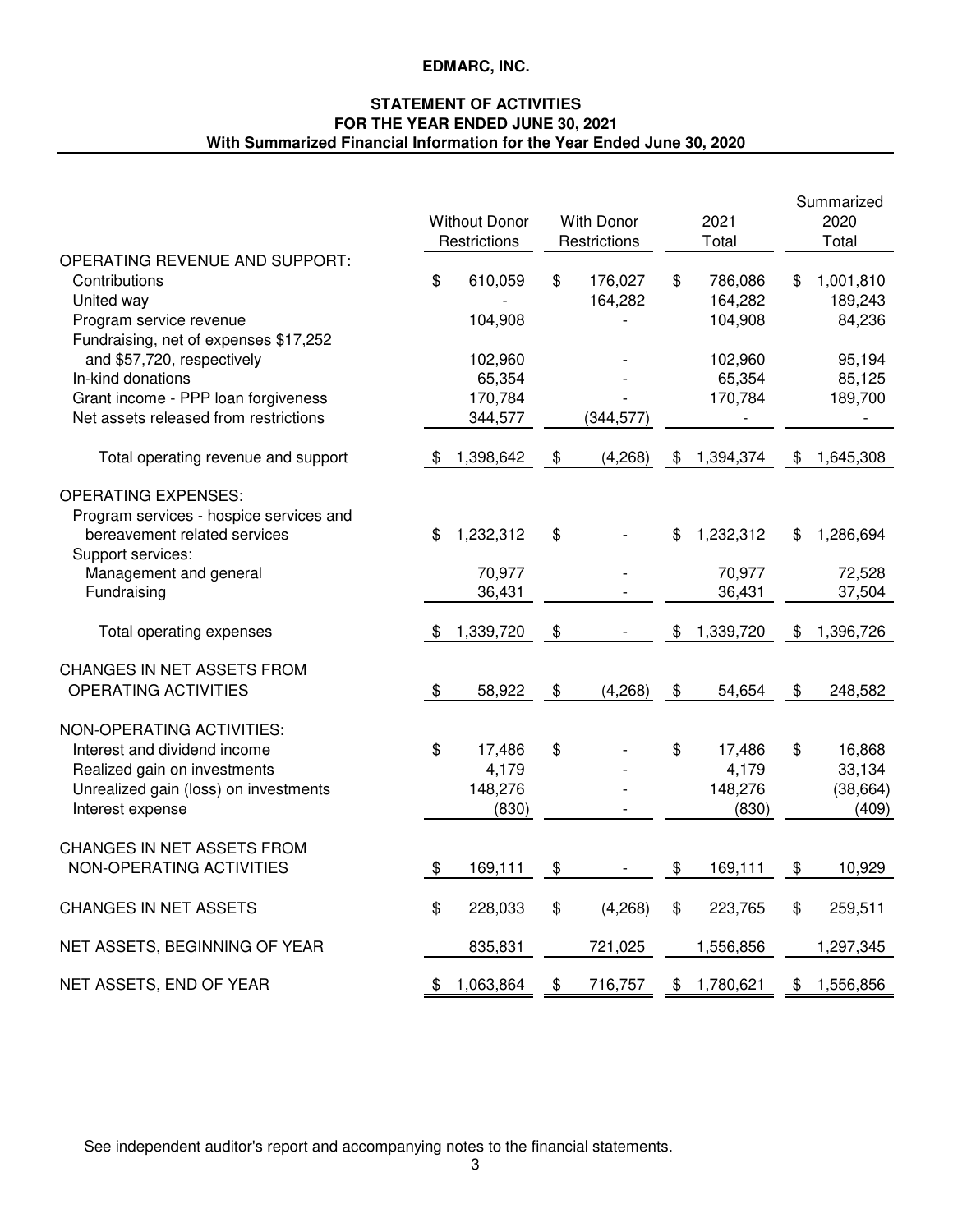# EDMARC, INC.

## STATEMENT OF ACTIVITIES
### FOR THE YEAR ENDED JUNE 30, 2021
### With Summarized Financial Information for the Year Ended June 30, 2020

| | Without Donor Restrictions | With Donor Restrictions | 2021 Total | Summarized 2020 Total |
|---|---|---|---|---|
| OPERATING REVENUE AND SUPPORT: | | | | |
| Contributions | $ 610,059 | $ 176,027 | $ 786,086 | $ 1,001,810 |
| United way | - | 164,282 | 164,282 | 189,243 |
| Program service revenue | 104,908 | - | 104,908 | 84,236 |
| Fundraising, net of expenses $17,252 and $57,720, respectively | 102,960 | - | 102,960 | 95,194 |
| In-kind donations | 65,354 | - | 65,354 | 85,125 |
| Grant income - PPP loan forgiveness | 170,784 | - | 170,784 | 189,700 |
| Net assets released from restrictions | 344,577 | (344,577) | - | - |
| Total operating revenue and support | $ 1,398,642 | $ (4,268) | $ 1,394,374 | $ 1,645,308 |
| OPERATING EXPENSES: | | | | |
| Program services - hospice services and bereavement related services | $ 1,232,312 | $ - | $ 1,232,312 | $ 1,286,694 |
| Support services: | | | | |
| Management and general | 70,977 | - | 70,977 | 72,528 |
| Fundraising | 36,431 | - | 36,431 | 37,504 |
| Total operating expenses | $ 1,339,720 | $ - | $ 1,339,720 | $ 1,396,726 |
| CHANGES IN NET ASSETS FROM OPERATING ACTIVITIES | $ 58,922 | $ (4,268) | $ 54,654 | $ 248,582 |
| NON-OPERATING ACTIVITIES: | | | | |
| Interest and dividend income | $ 17,486 | $ - | $ 17,486 | $ 16,868 |
| Realized gain on investments | 4,179 | - | 4,179 | 33,134 |
| Unrealized gain (loss) on investments | 148,276 | - | 148,276 | (38,664) |
| Interest expense | (830) | - | (830) | (409) |
| CHANGES IN NET ASSETS FROM NON-OPERATING ACTIVITIES | $ 169,111 | $ - | $ 169,111 | $ 10,929 |
| CHANGES IN NET ASSETS | $ 228,033 | $ (4,268) | $ 223,765 | $ 259,511 |
| NET ASSETS, BEGINNING OF YEAR | 835,831 | 721,025 | 1,556,856 | 1,297,345 |
| NET ASSETS, END OF YEAR | $ 1,063,864 | $ 716,757 | $ 1,780,621 | $ 1,556,856 |

See independent auditor's report and accompanying notes to the financial statements.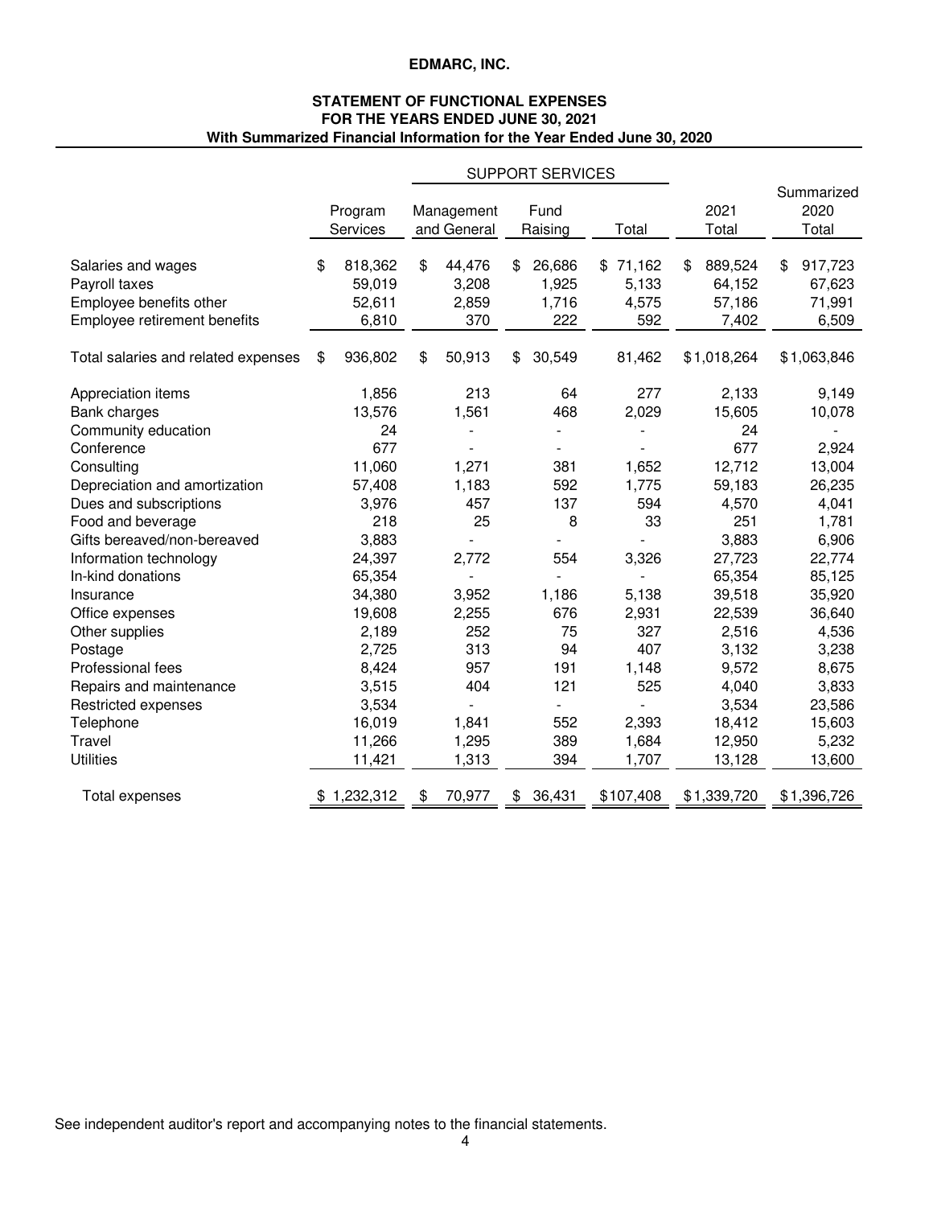# EDMARC, INC.

## STATEMENT OF FUNCTIONAL EXPENSES
## FOR THE YEARS ENDED JUNE 30, 2021
### With Summarized Financial Information for the Year Ended June 30, 2020

| | | SUPPORT SERVICES | | | | |
|---|---|---|---|---|---|---|
| | Program Services | Management and General | Fund Raising | Total | 2021 Total | Summarized 2020 Total |
| Salaries and wages | $ 818,362 | $ 44,476 | $ 26,686 | $ 71,162 | $ 889,524 | $ 917,723 |
| Payroll taxes | 59,019 | 3,208 | 1,925 | 5,133 | 64,152 | 67,623 |
| Employee benefits other | 52,611 | 2,859 | 1,716 | 4,575 | 57,186 | 71,991 |
| Employee retirement benefits | 6,810 | 370 | 222 | 592 | 7,402 | 6,509 |
| Total salaries and related expenses | $ 936,802 | $ 50,913 | $ 30,549 | 81,462 | $1,018,264 | $1,063,846 |
| Appreciation items | 1,856 | 213 | 64 | 277 | 2,133 | 9,149 |
| Bank charges | 13,576 | 1,561 | 468 | 2,029 | 15,605 | 10,078 |
| Community education | 24 | - | - | - | 24 | - |
| Conference | 677 | - | - | - | 677 | 2,924 |
| Consulting | 11,060 | 1,271 | 381 | 1,652 | 12,712 | 13,004 |
| Depreciation and amortization | 57,408 | 1,183 | 592 | 1,775 | 59,183 | 26,235 |
| Dues and subscriptions | 3,976 | 457 | 137 | 594 | 4,570 | 4,041 |
| Food and beverage | 218 | 25 | 8 | 33 | 251 | 1,781 |
| Gifts bereaved/non-bereaved | 3,883 | - | - | - | 3,883 | 6,906 |
| Information technology | 24,397 | 2,772 | 554 | 3,326 | 27,723 | 22,774 |
| In-kind donations | 65,354 | - | - | - | 65,354 | 85,125 |
| Insurance | 34,380 | 3,952 | 1,186 | 5,138 | 39,518 | 35,920 |
| Office expenses | 19,608 | 2,255 | 676 | 2,931 | 22,539 | 36,640 |
| Other supplies | 2,189 | 252 | 75 | 327 | 2,516 | 4,536 |
| Postage | 2,725 | 313 | 94 | 407 | 3,132 | 3,238 |
| Professional fees | 8,424 | 957 | 191 | 1,148 | 9,572 | 8,675 |
| Repairs and maintenance | 3,515 | 404 | 121 | 525 | 4,040 | 3,833 |
| Restricted expenses | 3,534 | - | - | - | 3,534 | 23,586 |
| Telephone | 16,019 | 1,841 | 552 | 2,393 | 18,412 | 15,603 |
| Travel | 11,266 | 1,295 | 389 | 1,684 | 12,950 | 5,232 |
| Utilities | 11,421 | 1,313 | 394 | 1,707 | 13,128 | 13,600 |
| Total expenses | $ 1,232,312 | $ 70,977 | $ 36,431 | $107,408 | $1,339,720 | $1,396,726 |

See independent auditor's report and accompanying notes to the financial statements.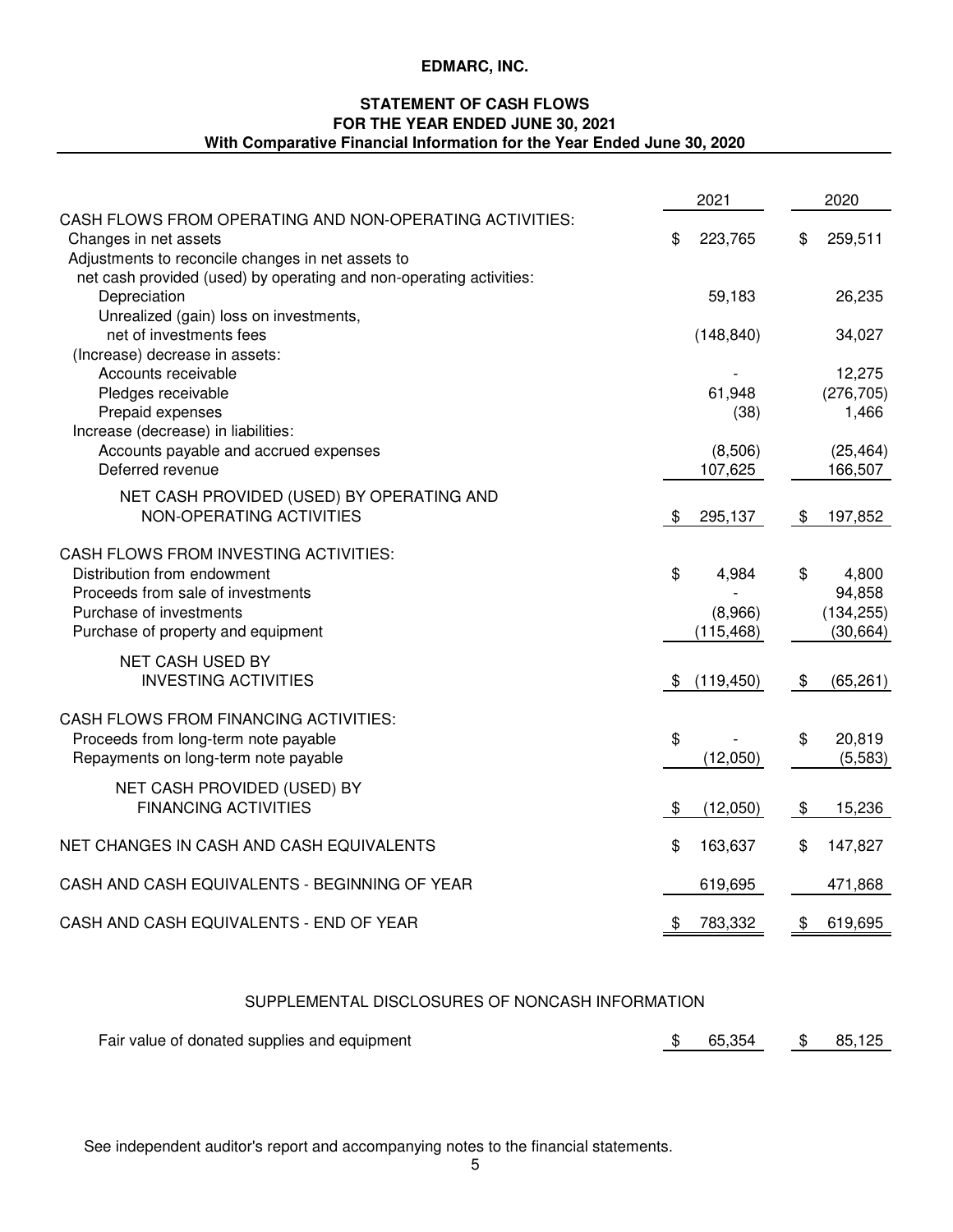# EDMARC, INC.

## STATEMENT OF CASH FLOWS
## FOR THE YEAR ENDED JUNE 30, 2021
### With Comparative Financial Information for the Year Ended June 30, 2020

| | 2021 | 2020 |
|---|---|---|
| CASH FLOWS FROM OPERATING AND NON-OPERATING ACTIVITIES: | | |
| Changes in net assets | $ 223,765 | $ 259,511 |
| Adjustments to reconcile changes in net assets to net cash provided (used) by operating and non-operating activities: | | |
| Depreciation | 59,183 | 26,235 |
| Unrealized (gain) loss on investments, net of investments fees | (148,840) | 34,027 |
| (Increase) decrease in assets: | | |
| Accounts receivable | - | 12,275 |
| Pledges receivable | 61,948 | (276,705) |
| Prepaid expenses | (38) | 1,466 |
| Increase (decrease) in liabilities: | | |
| Accounts payable and accrued expenses | (8,506) | (25,464) |
| Deferred revenue | 107,625 | 166,507 |
| NET CASH PROVIDED (USED) BY OPERATING AND NON-OPERATING ACTIVITIES | $ 295,137 | $ 197,852 |
| CASH FLOWS FROM INVESTING ACTIVITIES: | | |
| Distribution from endowment | $ 4,984 | $ 4,800 |
| Proceeds from sale of investments | - | 94,858 |
| Purchase of investments | (8,966) | (134,255) |
| Purchase of property and equipment | (115,468) | (30,664) |
| NET CASH USED BY INVESTING ACTIVITIES | $ (119,450) | $ (65,261) |
| CASH FLOWS FROM FINANCING ACTIVITIES: | | |
| Proceeds from long-term note payable | $ - | $ 20,819 |
| Repayments on long-term note payable | (12,050) | (5,583) |
| NET CASH PROVIDED (USED) BY FINANCING ACTIVITIES | $ (12,050) | $ 15,236 |
| NET CHANGES IN CASH AND CASH EQUIVALENTS | $ 163,637 | $ 147,827 |
| CASH AND CASH EQUIVALENTS - BEGINNING OF YEAR | 619,695 | 471,868 |
| CASH AND CASH EQUIVALENTS - END OF YEAR | $ 783,332 | $ 619,695 |

SUPPLEMENTAL DISCLOSURES OF NONCASH INFORMATION

| | 2021 | 2020 |
|---|---|---|
| Fair value of donated supplies and equipment | $ 65,354 | $ 85,125 |

See independent auditor's report and accompanying notes to the financial statements.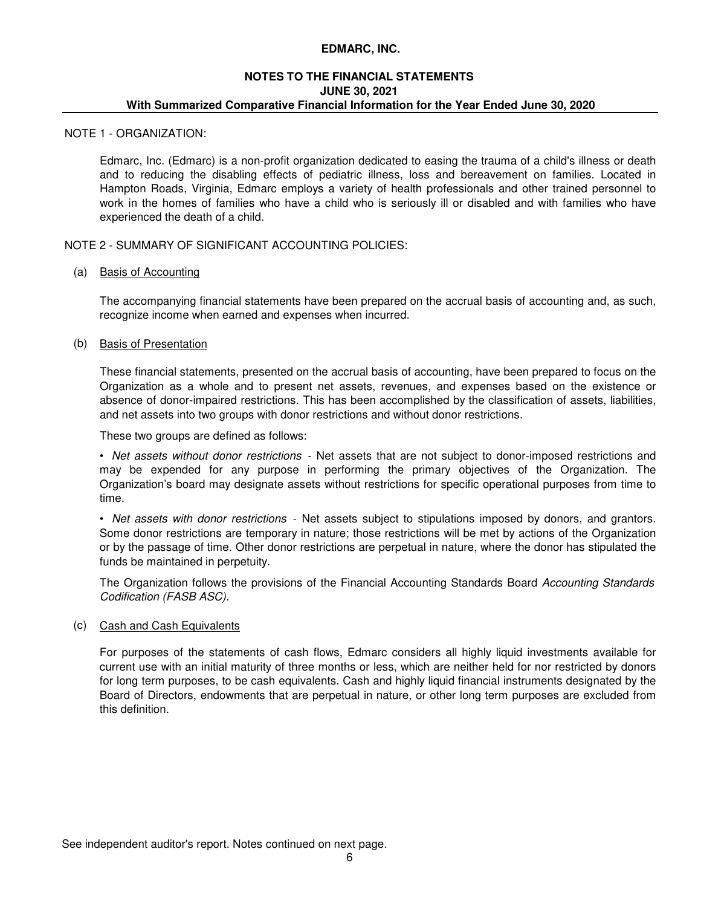**EDMARC, INC.**

**NOTES TO THE FINANCIAL STATEMENTS**
**JUNE 30, 2021**
**With Summarized Comparative Financial Information for the Year Ended June 30, 2020**

NOTE 1 - ORGANIZATION:

Edmarc, Inc. (Edmarc) is a non-profit organization dedicated to easing the trauma of a child's illness or death and to reducing the disabling effects of pediatric illness, loss and bereavement on families. Located in Hampton Roads, Virginia, Edmarc employs a variety of health professionals and other trained personnel to work in the homes of families who have a child who is seriously ill or disabled and with families who have experienced the death of a child.

NOTE 2 - SUMMARY OF SIGNIFICANT ACCOUNTING POLICIES:

(a) Basis of Accounting

The accompanying financial statements have been prepared on the accrual basis of accounting and, as such, recognize income when earned and expenses when incurred.

(b) Basis of Presentation

These financial statements, presented on the accrual basis of accounting, have been prepared to focus on the Organization as a whole and to present net assets, revenues, and expenses based on the existence or absence of donor-impaired restrictions. This has been accomplished by the classification of assets, liabilities, and net assets into two groups with donor restrictions and without donor restrictions.

These two groups are defined as follows:

• *Net assets without donor restrictions* - Net assets that are not subject to donor-imposed restrictions and may be expended for any purpose in performing the primary objectives of the Organization. The Organization's board may designate assets without restrictions for specific operational purposes from time to time.

• *Net assets with donor restrictions* - Net assets subject to stipulations imposed by donors, and grantors. Some donor restrictions are temporary in nature; those restrictions will be met by actions of the Organization or by the passage of time. Other donor restrictions are perpetual in nature, where the donor has stipulated the funds be maintained in perpetuity.

The Organization follows the provisions of the Financial Accounting Standards Board *Accounting Standards Codification (FASB ASC).*

(c) Cash and Cash Equivalents

For purposes of the statements of cash flows, Edmarc considers all highly liquid investments available for current use with an initial maturity of three months or less, which are neither held for nor restricted by donors for long term purposes, to be cash equivalents. Cash and highly liquid financial instruments designated by the Board of Directors, endowments that are perpetual in nature, or other long term purposes are excluded from this definition.

See independent auditor's report. Notes continued on next page.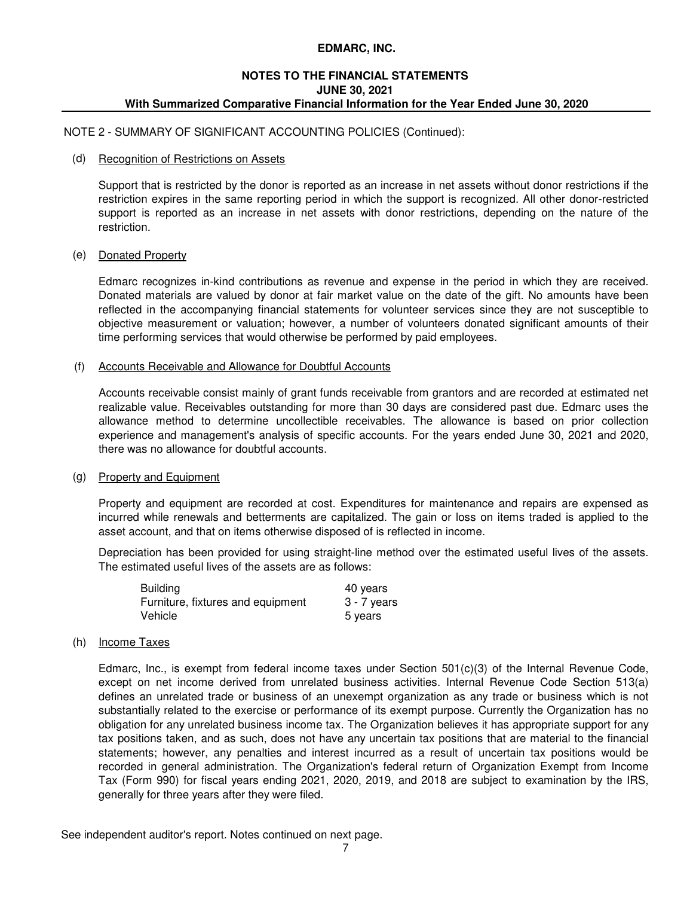NOTE 2 - SUMMARY OF SIGNIFICANT ACCOUNTING POLICIES (Continued):

(d) Recognition of Restrictions on Assets

Support that is restricted by the donor is reported as an increase in net assets without donor restrictions if the restriction expires in the same reporting period in which the support is recognized. All other donor-restricted support is reported as an increase in net assets with donor restrictions, depending on the nature of the restriction.

(e) Donated Property

Edmarc recognizes in-kind contributions as revenue and expense in the period in which they are received. Donated materials are valued by donor at fair market value on the date of the gift. No amounts have been reflected in the accompanying financial statements for volunteer services since they are not susceptible to objective measurement or valuation; however, a number of volunteers donated significant amounts of their time performing services that would otherwise be performed by paid employees.

(f) Accounts Receivable and Allowance for Doubtful Accounts

Accounts receivable consist mainly of grant funds receivable from grantors and are recorded at estimated net realizable value. Receivables outstanding for more than 30 days are considered past due. Edmarc uses the allowance method to determine uncollectible receivables. The allowance is based on prior collection experience and management's analysis of specific accounts. For the years ended June 30, 2021 and 2020, there was no allowance for doubtful accounts.

(g) Property and Equipment

Property and equipment are recorded at cost. Expenditures for maintenance and repairs are expensed as incurred while renewals and betterments are capitalized. The gain or loss on items traded is applied to the asset account, and that on items otherwise disposed of is reflected in income.

Depreciation has been provided for using straight-line method over the estimated useful lives of the assets. The estimated useful lives of the assets are as follows:

| | |
|---|---|
| Building | 40 years |
| Furniture, fixtures and equipment | 3 - 7 years |
| Vehicle | 5 years |

(h) Income Taxes

Edmarc, Inc., is exempt from federal income taxes under Section 501(c)(3) of the Internal Revenue Code, except on net income derived from unrelated business activities. Internal Revenue Code Section 513(a) defines an unrelated trade or business of an unexempt organization as any trade or business which is not substantially related to the exercise or performance of its exempt purpose. Currently the Organization has no obligation for any unrelated business income tax. The Organization believes it has appropriate support for any tax positions taken, and as such, does not have any uncertain tax positions that are material to the financial statements; however, any penalties and interest incurred as a result of uncertain tax positions would be recorded in general administration. The Organization's federal return of Organization Exempt from Income Tax (Form 990) for fiscal years ending 2021, 2020, 2019, and 2018 are subject to examination by the IRS, generally for three years after they were filed.

See independent auditor's report. Notes continued on next page.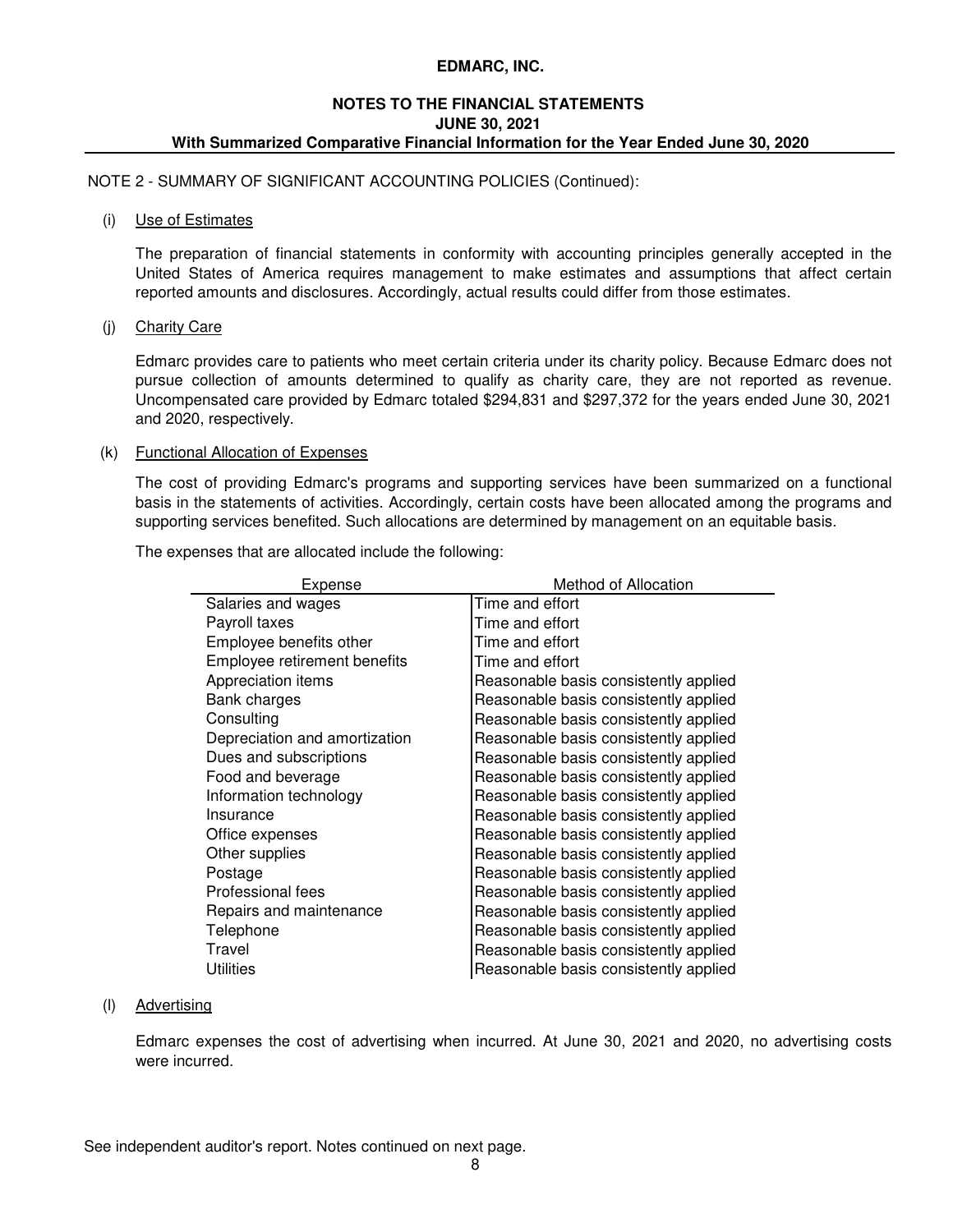NOTE 2 - SUMMARY OF SIGNIFICANT ACCOUNTING POLICIES (Continued):

(i) Use of Estimates

The preparation of financial statements in conformity with accounting principles generally accepted in the United States of America requires management to make estimates and assumptions that affect certain reported amounts and disclosures. Accordingly, actual results could differ from those estimates.

(j) Charity Care

Edmarc provides care to patients who meet certain criteria under its charity policy. Because Edmarc does not pursue collection of amounts determined to qualify as charity care, they are not reported as revenue. Uncompensated care provided by Edmarc totaled $294,831 and $297,372 for the years ended June 30, 2021 and 2020, respectively.

(k) Functional Allocation of Expenses

The cost of providing Edmarc's programs and supporting services have been summarized on a functional basis in the statements of activities. Accordingly, certain costs have been allocated among the programs and supporting services benefited. Such allocations are determined by management on an equitable basis.

The expenses that are allocated include the following:

| Expense | Method of Allocation |
|---|---|
| Salaries and wages | Time and effort |
| Payroll taxes | Time and effort |
| Employee benefits other | Time and effort |
| Employee retirement benefits | Time and effort |
| Appreciation items | Reasonable basis consistently applied |
| Bank charges | Reasonable basis consistently applied |
| Consulting | Reasonable basis consistently applied |
| Depreciation and amortization | Reasonable basis consistently applied |
| Dues and subscriptions | Reasonable basis consistently applied |
| Food and beverage | Reasonable basis consistently applied |
| Information technology | Reasonable basis consistently applied |
| Insurance | Reasonable basis consistently applied |
| Office expenses | Reasonable basis consistently applied |
| Other supplies | Reasonable basis consistently applied |
| Postage | Reasonable basis consistently applied |
| Professional fees | Reasonable basis consistently applied |
| Repairs and maintenance | Reasonable basis consistently applied |
| Telephone | Reasonable basis consistently applied |
| Travel | Reasonable basis consistently applied |
| Utilities | Reasonable basis consistently applied |

(l) Advertising

Edmarc expenses the cost of advertising when incurred. At June 30, 2021 and 2020, no advertising costs were incurred.

See independent auditor's report. Notes continued on next page.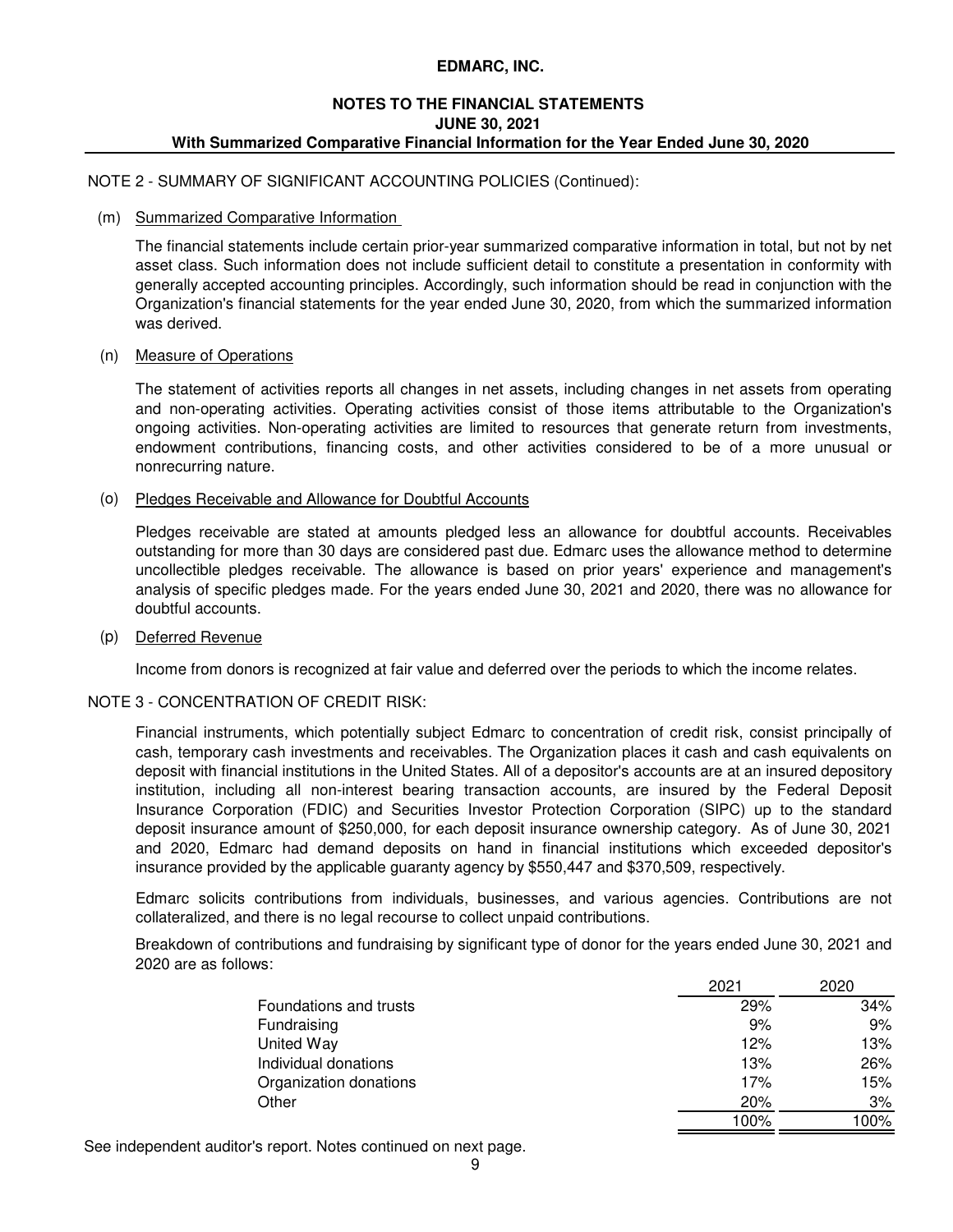**EDMARC, INC.**

**NOTES TO THE FINANCIAL STATEMENTS**
**JUNE 30, 2021**
**With Summarized Comparative Financial Information for the Year Ended June 30, 2020**

NOTE 2 - SUMMARY OF SIGNIFICANT ACCOUNTING POLICIES (Continued):

(m) Summarized Comparative Information

The financial statements include certain prior-year summarized comparative information in total, but not by net asset class. Such information does not include sufficient detail to constitute a presentation in conformity with generally accepted accounting principles. Accordingly, such information should be read in conjunction with the Organization's financial statements for the year ended June 30, 2020, from which the summarized information was derived.

(n) Measure of Operations

The statement of activities reports all changes in net assets, including changes in net assets from operating and non-operating activities. Operating activities consist of those items attributable to the Organization's ongoing activities. Non-operating activities are limited to resources that generate return from investments, endowment contributions, financing costs, and other activities considered to be of a more unusual or nonrecurring nature.

(o) Pledges Receivable and Allowance for Doubtful Accounts

Pledges receivable are stated at amounts pledged less an allowance for doubtful accounts. Receivables outstanding for more than 30 days are considered past due. Edmarc uses the allowance method to determine uncollectible pledges receivable. The allowance is based on prior years' experience and management's analysis of specific pledges made. For the years ended June 30, 2021 and 2020, there was no allowance for doubtful accounts.

(p) Deferred Revenue

Income from donors is recognized at fair value and deferred over the periods to which the income relates.

NOTE 3 - CONCENTRATION OF CREDIT RISK:

Financial instruments, which potentially subject Edmarc to concentration of credit risk, consist principally of cash, temporary cash investments and receivables. The Organization places it cash and cash equivalents on deposit with financial institutions in the United States. All of a depositor's accounts are at an insured depository institution, including all non-interest bearing transaction accounts, are insured by the Federal Deposit Insurance Corporation (FDIC) and Securities Investor Protection Corporation (SIPC) up to the standard deposit insurance amount of $250,000, for each deposit insurance ownership category. As of June 30, 2021 and 2020, Edmarc had demand deposits on hand in financial institutions which exceeded depositor's insurance provided by the applicable guaranty agency by $550,447 and $370,509, respectively.

Edmarc solicits contributions from individuals, businesses, and various agencies. Contributions are not collateralized, and there is no legal recourse to collect unpaid contributions.

Breakdown of contributions and fundraising by significant type of donor for the years ended June 30, 2021 and 2020 are as follows:

| | 2021 | 2020 |
|---|---|---|
| Foundations and trusts | 29% | 34% |
| Fundraising | 9% | 9% |
| United Way | 12% | 13% |
| Individual donations | 13% | 26% |
| Organization donations | 17% | 15% |
| Other | 20% | 3% |
| | 100% | 100% |

See independent auditor's report. Notes continued on next page.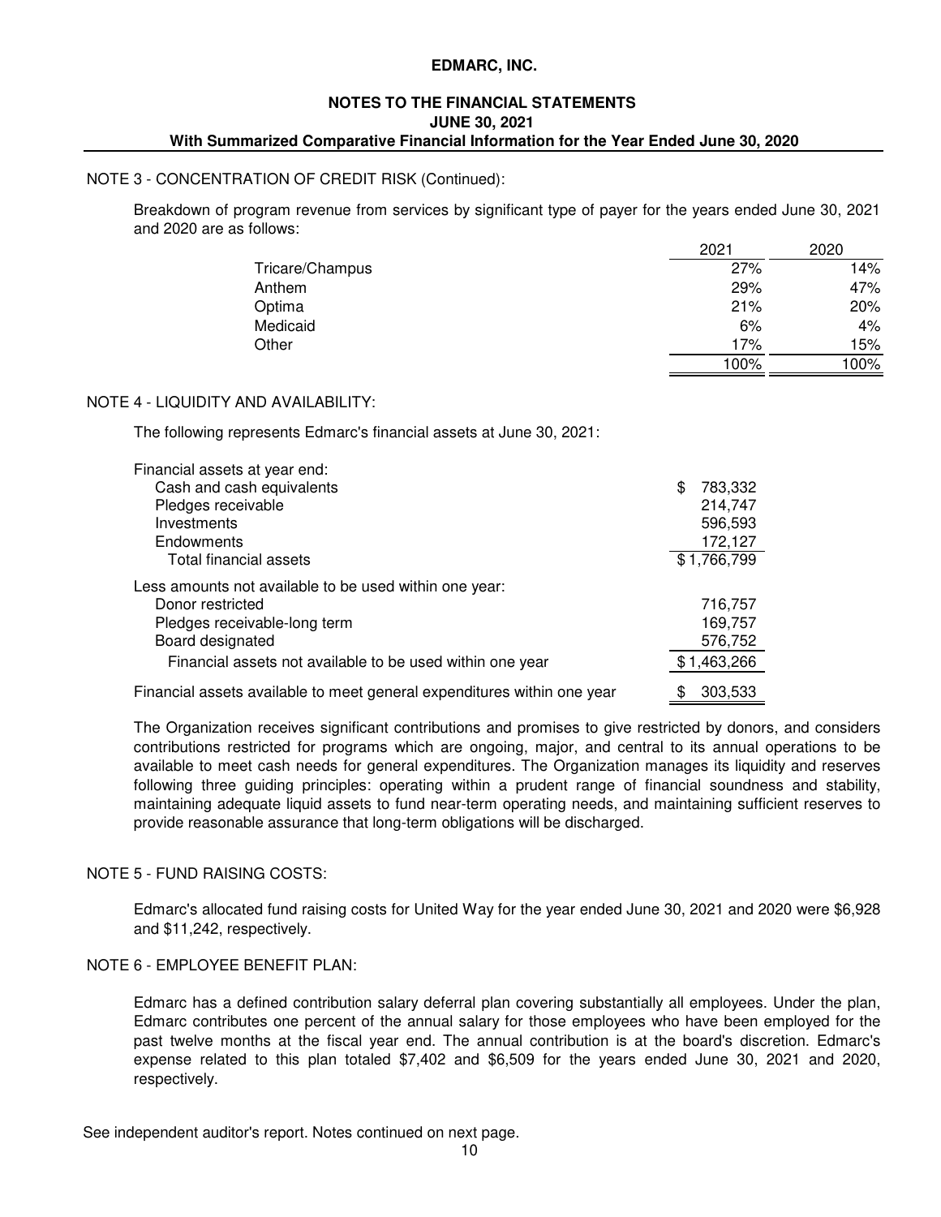# EDMARC, INC.

## NOTES TO THE FINANCIAL STATEMENTS
## JUNE 30, 2021
## With Summarized Comparative Financial Information for the Year Ended June 30, 2020

### NOTE 3 - CONCENTRATION OF CREDIT RISK (Continued):

Breakdown of program revenue from services by significant type of payer for the years ended June 30, 2021 and 2020 are as follows:

| | 2021 | 2020 |
|---|---|---|
| Tricare/Champus | 27% | 14% |
| Anthem | 29% | 47% |
| Optima | 21% | 20% |
| Medicaid | 6% | 4% |
| Other | 17% | 15% |
| | 100% | 100% |

### NOTE 4 - LIQUIDITY AND AVAILABILITY:

The following represents Edmarc's financial assets at June 30, 2021:

| | |
|---|---|
| Financial assets at year end: | |
| Cash and cash equivalents | $ 783,332 |
| Pledges receivable | 214,747 |
| Investments | 596,593 |
| Endowments | 172,127 |
| Total financial assets | $ 1,766,799 |
| Less amounts not available to be used within one year: | |
| Donor restricted | 716,757 |
| Pledges receivable-long term | 169,757 |
| Board designated | 576,752 |
| Financial assets not available to be used within one year | $ 1,463,266 |
| Financial assets available to meet general expenditures within one year | $ 303,533 |

The Organization receives significant contributions and promises to give restricted by donors, and considers contributions restricted for programs which are ongoing, major, and central to its annual operations to be available to meet cash needs for general expenditures. The Organization manages its liquidity and reserves following three guiding principles: operating within a prudent range of financial soundness and stability, maintaining adequate liquid assets to fund near-term operating needs, and maintaining sufficient reserves to provide reasonable assurance that long-term obligations will be discharged.

### NOTE 5 - FUND RAISING COSTS:

Edmarc's allocated fund raising costs for United Way for the year ended June 30, 2021 and 2020 were $6,928 and $11,242, respectively.

### NOTE 6 - EMPLOYEE BENEFIT PLAN:

Edmarc has a defined contribution salary deferral plan covering substantially all employees. Under the plan, Edmarc contributes one percent of the annual salary for those employees who have been employed for the past twelve months at the fiscal year end. The annual contribution is at the board's discretion. Edmarc's expense related to this plan totaled $7,402 and $6,509 for the years ended June 30, 2021 and 2020, respectively.

See independent auditor's report. Notes continued on next page.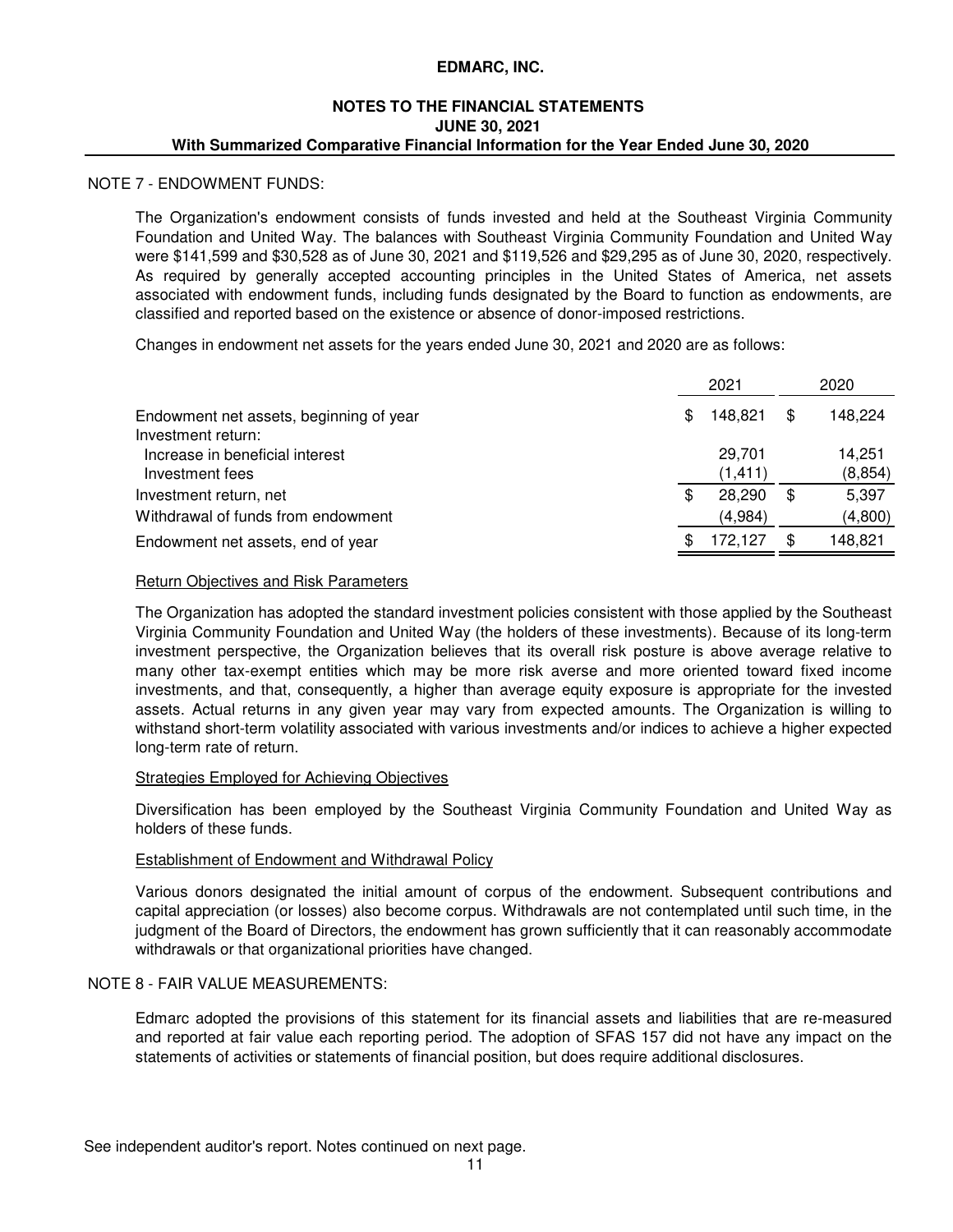# EDMARC, INC.

## NOTES TO THE FINANCIAL STATEMENTS
## JUNE 30, 2021
## With Summarized Comparative Financial Information for the Year Ended June 30, 2020

### NOTE 7 - ENDOWMENT FUNDS:

The Organization's endowment consists of funds invested and held at the Southeast Virginia Community Foundation and United Way. The balances with Southeast Virginia Community Foundation and United Way were $141,599 and $30,528 as of June 30, 2021 and $119,526 and $29,295 as of June 30, 2020, respectively. As required by generally accepted accounting principles in the United States of America, net assets associated with endowment funds, including funds designated by the Board to function as endowments, are classified and reported based on the existence or absence of donor-imposed restrictions.

Changes in endowment net assets for the years ended June 30, 2021 and 2020 are as follows:

| | 2021 | 2020 |
|---|---|---|
| Endowment net assets, beginning of year | $ 148,821 | $ 148,224 |
| Investment return: | | |
| Increase in beneficial interest | 29,701 | 14,251 |
| Investment fees | (1,411) | (8,854) |
| Investment return, net | $ 28,290 | $ 5,397 |
| Withdrawal of funds from endowment | (4,984) | (4,800) |
| Endowment net assets, end of year | $ 172,127 | $ 148,821 |

#### Return Objectives and Risk Parameters

The Organization has adopted the standard investment policies consistent with those applied by the Southeast Virginia Community Foundation and United Way (the holders of these investments). Because of its long-term investment perspective, the Organization believes that its overall risk posture is above average relative to many other tax-exempt entities which may be more risk averse and more oriented toward fixed income investments, and that, consequently, a higher than average equity exposure is appropriate for the invested assets. Actual returns in any given year may vary from expected amounts. The Organization is willing to withstand short-term volatility associated with various investments and/or indices to achieve a higher expected long-term rate of return.

#### Strategies Employed for Achieving Objectives

Diversification has been employed by the Southeast Virginia Community Foundation and United Way as holders of these funds.

#### Establishment of Endowment and Withdrawal Policy

Various donors designated the initial amount of corpus of the endowment. Subsequent contributions and capital appreciation (or losses) also become corpus. Withdrawals are not contemplated until such time, in the judgment of the Board of Directors, the endowment has grown sufficiently that it can reasonably accommodate withdrawals or that organizational priorities have changed.

### NOTE 8 - FAIR VALUE MEASUREMENTS:

Edmarc adopted the provisions of this statement for its financial assets and liabilities that are re-measured and reported at fair value each reporting period. The adoption of SFAS 157 did not have any impact on the statements of activities or statements of financial position, but does require additional disclosures.

See independent auditor's report. Notes continued on next page.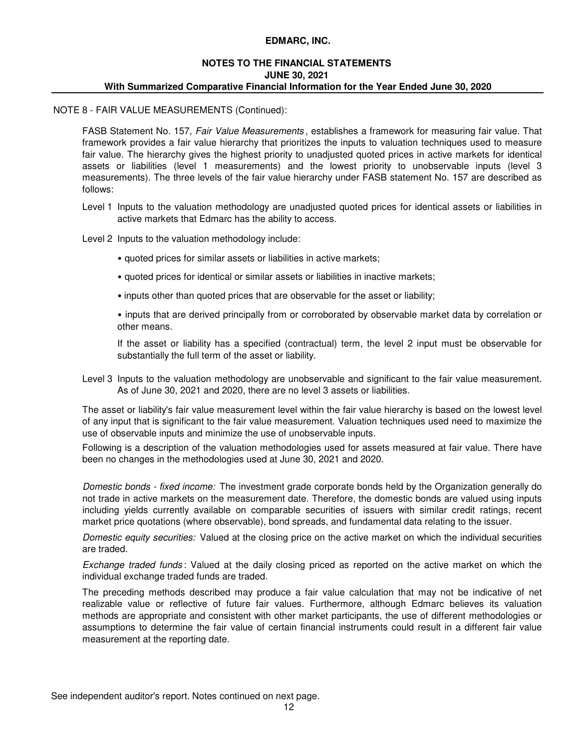NOTE 8 - FAIR VALUE MEASUREMENTS (Continued):

FASB Statement No. 157, *Fair Value Measurements*, establishes a framework for measuring fair value. That framework provides a fair value hierarchy that prioritizes the inputs to valuation techniques used to measure fair value. The hierarchy gives the highest priority to unadjusted quoted prices in active markets for identical assets or liabilities (level 1 measurements) and the lowest priority to unobservable inputs (level 3 measurements). The three levels of the fair value hierarchy under FASB statement No. 157 are described as follows:

Level 1 Inputs to the valuation methodology are unadjusted quoted prices for identical assets or liabilities in active markets that Edmarc has the ability to access.

Level 2 Inputs to the valuation methodology include:

- quoted prices for similar assets or liabilities in active markets;
- quoted prices for identical or similar assets or liabilities in inactive markets;
- inputs other than quoted prices that are observable for the asset or liability;
- inputs that are derived principally from or corroborated by observable market data by correlation or other means.

If the asset or liability has a specified (contractual) term, the level 2 input must be observable for substantially the full term of the asset or liability.

Level 3 Inputs to the valuation methodology are unobservable and significant to the fair value measurement. As of June 30, 2021 and 2020, there are no level 3 assets or liabilities.

The asset or liability's fair value measurement level within the fair value hierarchy is based on the lowest level of any input that is significant to the fair value measurement. Valuation techniques used need to maximize the use of observable inputs and minimize the use of unobservable inputs.

Following is a description of the valuation methodologies used for assets measured at fair value. There have been no changes in the methodologies used at June 30, 2021 and 2020.

*Domestic bonds - fixed income:* The investment grade corporate bonds held by the Organization generally do not trade in active markets on the measurement date. Therefore, the domestic bonds are valued using inputs including yields currently available on comparable securities of issuers with similar credit ratings, recent market price quotations (where observable), bond spreads, and fundamental data relating to the issuer.

*Domestic equity securities:* Valued at the closing price on the active market on which the individual securities are traded.

*Exchange traded funds*: Valued at the daily closing priced as reported on the active market on which the individual exchange traded funds are traded.

The preceding methods described may produce a fair value calculation that may not be indicative of net realizable value or reflective of future fair values. Furthermore, although Edmarc believes its valuation methods are appropriate and consistent with other market participants, the use of different methodologies or assumptions to determine the fair value of certain financial instruments could result in a different fair value measurement at the reporting date.

See independent auditor's report. Notes continued on next page.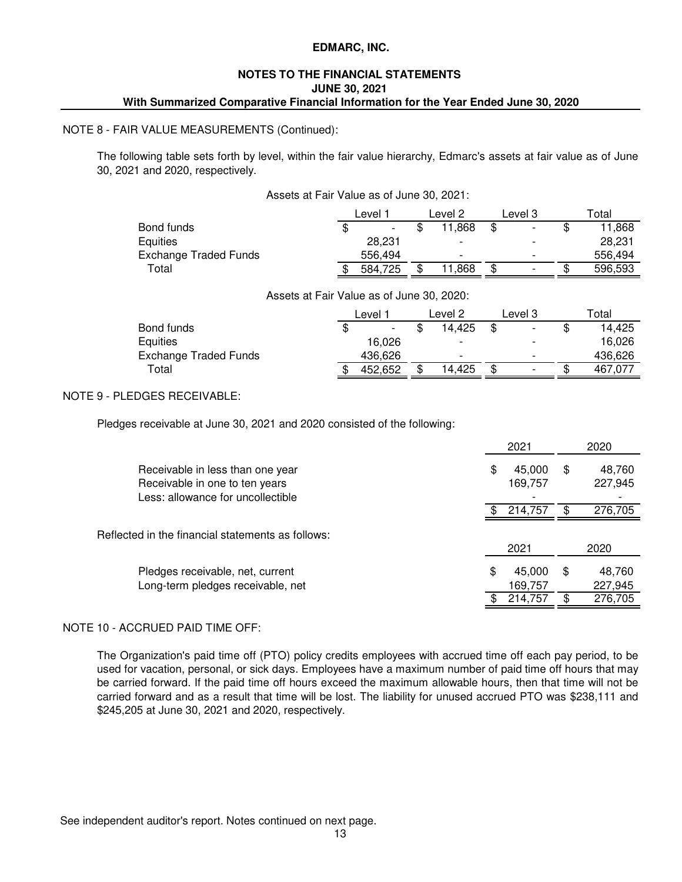NOTE 8 - FAIR VALUE MEASUREMENTS (Continued):

The following table sets forth by level, within the fair value hierarchy, Edmarc's assets at fair value as of June 30, 2021 and 2020, respectively.

Assets at Fair Value as of June 30, 2021:

| | Level 1 | Level 2 | Level 3 | Total |
|---|---|---|---|---|
| Bond funds | $ - | $ 11,868 | $ - | $ 11,868 |
| Equities | 28,231 | - | - | 28,231 |
| Exchange Traded Funds | 556,494 | - | - | 556,494 |
| Total | $ 584,725 | $ 11,868 | $ - | $ 596,593 |

Assets at Fair Value as of June 30, 2020:

| | Level 1 | Level 2 | Level 3 | Total |
|---|---|---|---|---|
| Bond funds | $ - | $ 14,425 | $ - | $ 14,425 |
| Equities | 16,026 | - | - | 16,026 |
| Exchange Traded Funds | 436,626 | - | - | 436,626 |
| Total | $ 452,652 | $ 14,425 | $ - | $ 467,077 |

NOTE 9 - PLEDGES RECEIVABLE:

Pledges receivable at June 30, 2021 and 2020 consisted of the following:

| | 2021 | 2020 |
|---|---|---|
| Receivable in less than one year | $ 45,000 | $ 48,760 |
| Receivable in one to ten years | 169,757 | 227,945 |
| Less: allowance for uncollectible | - | - |
| | $ 214,757 | $ 276,705 |

Reflected in the financial statements as follows:

| | 2021 | 2020 |
|---|---|---|
| Pledges receivable, net, current | $ 45,000 | $ 48,760 |
| Long-term pledges receivable, net | 169,757 | 227,945 |
| | $ 214,757 | $ 276,705 |

NOTE 10 - ACCRUED PAID TIME OFF:

The Organization's paid time off (PTO) policy credits employees with accrued time off each pay period, to be used for vacation, personal, or sick days. Employees have a maximum number of paid time off hours that may be carried forward. If the paid time off hours exceed the maximum allowable hours, then that time will not be carried forward and as a result that time will be lost. The liability for unused accrued PTO was $238,111 and $245,205 at June 30, 2021 and 2020, respectively.

See independent auditor's report. Notes continued on next page.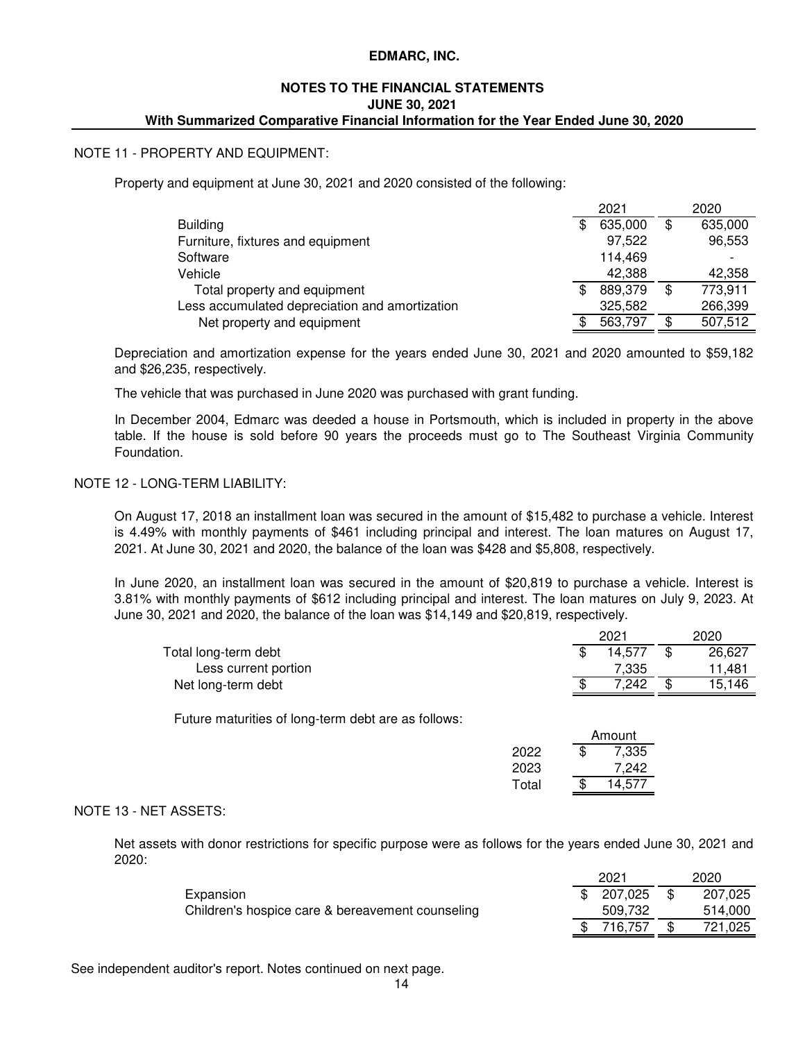**EDMARC, INC.**

**NOTES TO THE FINANCIAL STATEMENTS**
**JUNE 30, 2021**
**With Summarized Comparative Financial Information for the Year Ended June 30, 2020**

## NOTE 11 - PROPERTY AND EQUIPMENT:

Property and equipment at June 30, 2021 and 2020 consisted of the following:

| | 2021 | 2020 |
|---|---|---|
| Building | $ 635,000 | $ 635,000 |
| Furniture, fixtures and equipment | 97,522 | 96,553 |
| Software | 114,469 | - |
| Vehicle | 42,388 | 42,358 |
| Total property and equipment | $ 889,379 | $ 773,911 |
| Less accumulated depreciation and amortization | 325,582 | 266,399 |
| Net property and equipment | $ 563,797 | $ 507,512 |

Depreciation and amortization expense for the years ended June 30, 2021 and 2020 amounted to $59,182 and $26,235, respectively.

The vehicle that was purchased in June 2020 was purchased with grant funding.

In December 2004, Edmarc was deeded a house in Portsmouth, which is included in property in the above table. If the house is sold before 90 years the proceeds must go to The Southeast Virginia Community Foundation.

## NOTE 12 - LONG-TERM LIABILITY:

On August 17, 2018 an installment loan was secured in the amount of $15,482 to purchase a vehicle. Interest is 4.49% with monthly payments of $461 including principal and interest. The loan matures on August 17, 2021. At June 30, 2021 and 2020, the balance of the loan was $428 and $5,808, respectively.

In June 2020, an installment loan was secured in the amount of $20,819 to purchase a vehicle. Interest is 3.81% with monthly payments of $612 including principal and interest. The loan matures on July 9, 2023. At June 30, 2021 and 2020, the balance of the loan was $14,149 and $20,819, respectively.

| | 2021 | 2020 |
|---|---|---|
| Total long-term debt | $ 14,577 | $ 26,627 |
| Less current portion | 7,335 | 11,481 |
| Net long-term debt | $ 7,242 | $ 15,146 |

Future maturities of long-term debt are as follows:

| | Amount |
|---|---|
| 2022 | $ 7,335 |
| 2023 | 7,242 |
| Total | $ 14,577 |

## NOTE 13 - NET ASSETS:

Net assets with donor restrictions for specific purpose were as follows for the years ended June 30, 2021 and 2020:

| | 2021 | 2020 |
|---|---|---|
| Expansion | $ 207,025 | $ 207,025 |
| Children's hospice care & bereavement counseling | 509,732 | 514,000 |
| | $ 716,757 | $ 721,025 |

See independent auditor's report. Notes continued on next page.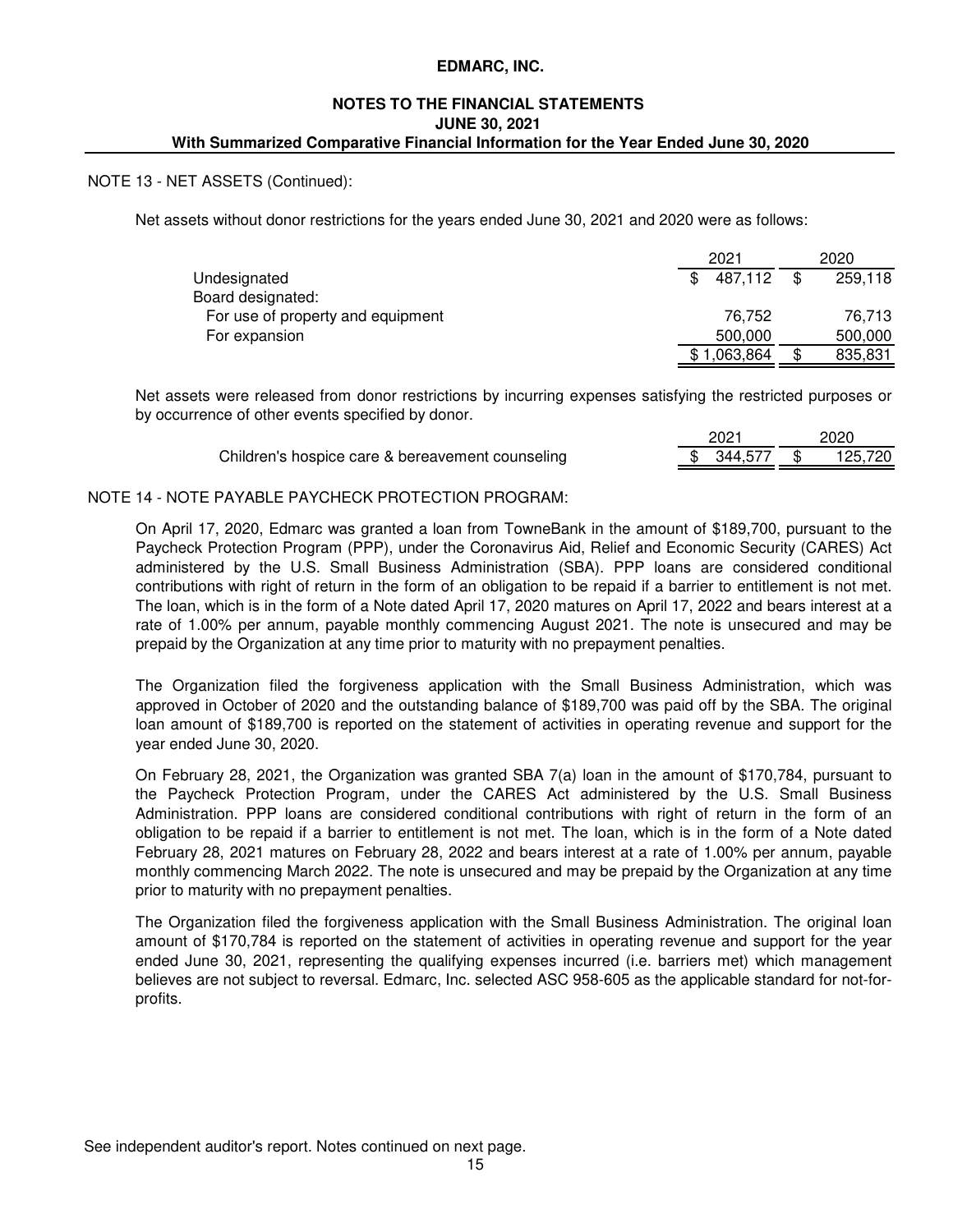NOTE 13 - NET ASSETS (Continued):

Net assets without donor restrictions for the years ended June 30, 2021 and 2020 were as follows:

| | 2021 | 2020 |
|---|---|---|
| Undesignated | $ 487,112 | $ 259,118 |
| Board designated: | | |
| For use of property and equipment | 76,752 | 76,713 |
| For expansion | 500,000 | 500,000 |
| | $ 1,063,864 | $ 835,831 |

Net assets were released from donor restrictions by incurring expenses satisfying the restricted purposes or by occurrence of other events specified by donor.

| | 2021 | 2020 |
|---|---|---|
| Children's hospice care & bereavement counseling | $ 344,577 | $ 125,720 |

NOTE 14 - NOTE PAYABLE PAYCHECK PROTECTION PROGRAM:

On April 17, 2020, Edmarc was granted a loan from TowneBank in the amount of $189,700, pursuant to the Paycheck Protection Program (PPP), under the Coronavirus Aid, Relief and Economic Security (CARES) Act administered by the U.S. Small Business Administration (SBA). PPP loans are considered conditional contributions with right of return in the form of an obligation to be repaid if a barrier to entitlement is not met. The loan, which is in the form of a Note dated April 17, 2020 matures on April 17, 2022 and bears interest at a rate of 1.00% per annum, payable monthly commencing August 2021. The note is unsecured and may be prepaid by the Organization at any time prior to maturity with no prepayment penalties.

The Organization filed the forgiveness application with the Small Business Administration, which was approved in October of 2020 and the outstanding balance of $189,700 was paid off by the SBA. The original loan amount of $189,700 is reported on the statement of activities in operating revenue and support for the year ended June 30, 2020.

On February 28, 2021, the Organization was granted SBA 7(a) loan in the amount of $170,784, pursuant to the Paycheck Protection Program, under the CARES Act administered by the U.S. Small Business Administration. PPP loans are considered conditional contributions with right of return in the form of an obligation to be repaid if a barrier to entitlement is not met. The loan, which is in the form of a Note dated February 28, 2021 matures on February 28, 2022 and bears interest at a rate of 1.00% per annum, payable monthly commencing March 2022. The note is unsecured and may be prepaid by the Organization at any time prior to maturity with no prepayment penalties.

The Organization filed the forgiveness application with the Small Business Administration. The original loan amount of $170,784 is reported on the statement of activities in operating revenue and support for the year ended June 30, 2021, representing the qualifying expenses incurred (i.e. barriers met) which management believes are not subject to reversal. Edmarc, Inc. selected ASC 958-605 as the applicable standard for not-for-profits.

See independent auditor's report. Notes continued on next page.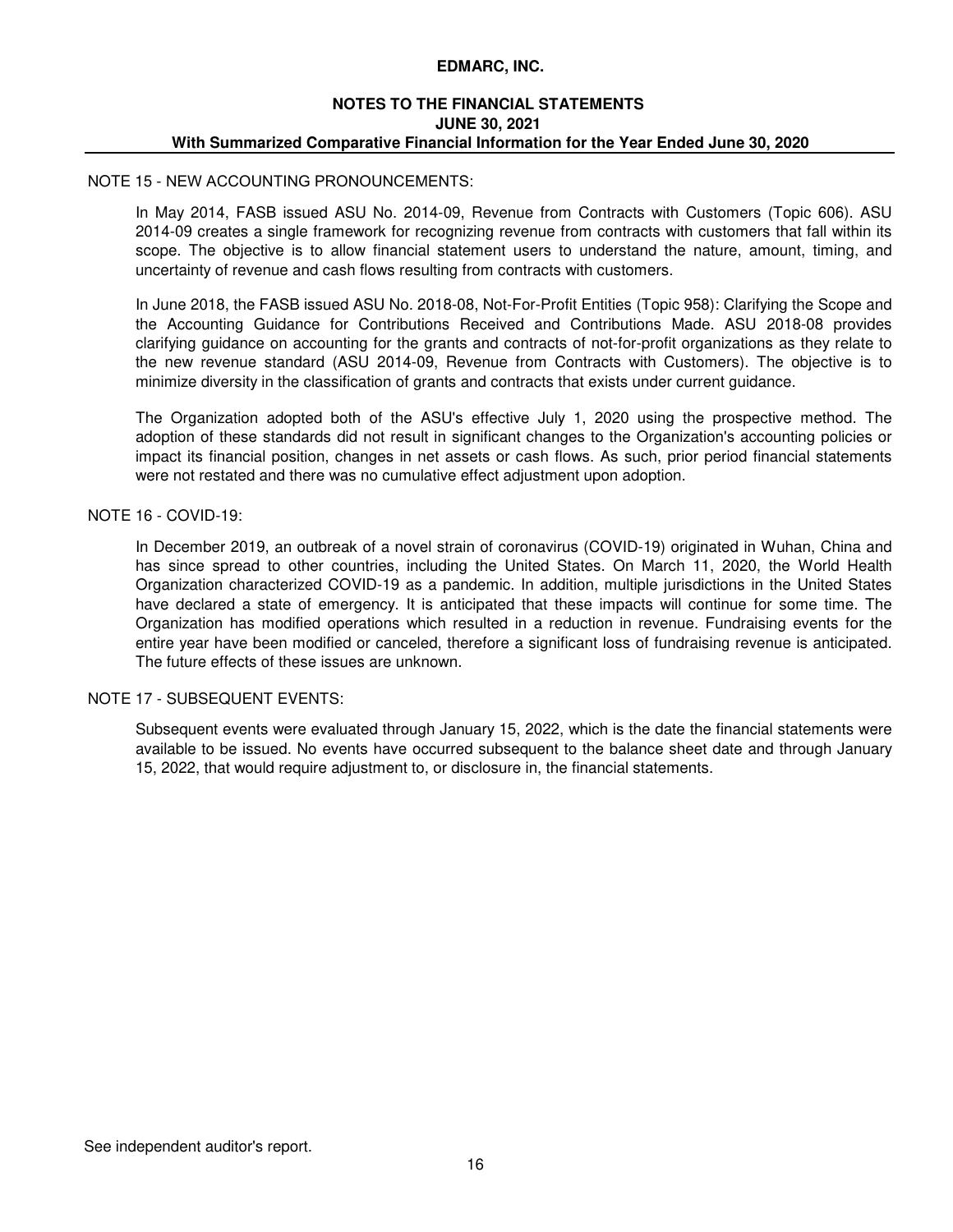# EDMARC, INC.

## NOTES TO THE FINANCIAL STATEMENTS
## JUNE 30, 2021
## With Summarized Comparative Financial Information for the Year Ended June 30, 2020

### NOTE 15 - NEW ACCOUNTING PRONOUNCEMENTS:

In May 2014, FASB issued ASU No. 2014-09, Revenue from Contracts with Customers (Topic 606). ASU 2014-09 creates a single framework for recognizing revenue from contracts with customers that fall within its scope. The objective is to allow financial statement users to understand the nature, amount, timing, and uncertainty of revenue and cash flows resulting from contracts with customers.

In June 2018, the FASB issued ASU No. 2018-08, Not-For-Profit Entities (Topic 958): Clarifying the Scope and the Accounting Guidance for Contributions Received and Contributions Made. ASU 2018-08 provides clarifying guidance on accounting for the grants and contracts of not-for-profit organizations as they relate to the new revenue standard (ASU 2014-09, Revenue from Contracts with Customers). The objective is to minimize diversity in the classification of grants and contracts that exists under current guidance.

The Organization adopted both of the ASU's effective July 1, 2020 using the prospective method. The adoption of these standards did not result in significant changes to the Organization's accounting policies or impact its financial position, changes in net assets or cash flows. As such, prior period financial statements were not restated and there was no cumulative effect adjustment upon adoption.

### NOTE 16 - COVID-19:

In December 2019, an outbreak of a novel strain of coronavirus (COVID-19) originated in Wuhan, China and has since spread to other countries, including the United States. On March 11, 2020, the World Health Organization characterized COVID-19 as a pandemic. In addition, multiple jurisdictions in the United States have declared a state of emergency. It is anticipated that these impacts will continue for some time. The Organization has modified operations which resulted in a reduction in revenue. Fundraising events for the entire year have been modified or canceled, therefore a significant loss of fundraising revenue is anticipated. The future effects of these issues are unknown.

### NOTE 17 - SUBSEQUENT EVENTS:

Subsequent events were evaluated through January 15, 2022, which is the date the financial statements were available to be issued. No events have occurred subsequent to the balance sheet date and through January 15, 2022, that would require adjustment to, or disclosure in, the financial statements.

See independent auditor's report.